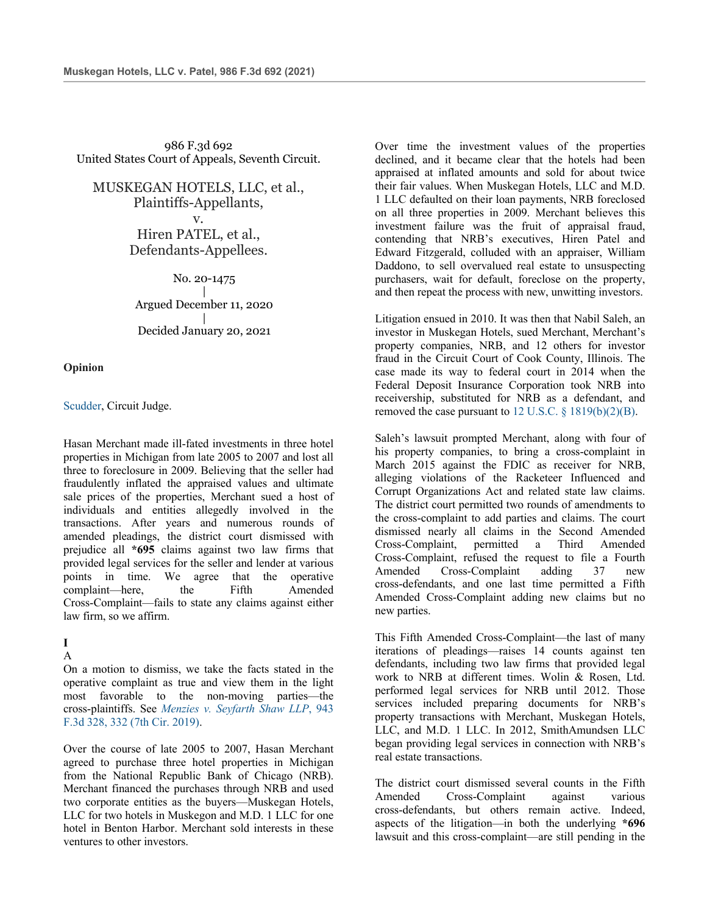986 F.3d 692
United States Court of Appeals, Seventh Circuit.

MUSKEGAN HOTELS, LLC, et al.,
Plaintiffs-Appellants,
v.
Hiren PATEL, et al.,
Defendants-Appellees.

No. 20-1475
|
Argued December 11, 2020
|
Decided January 20, 2021

**Opinion**

Scudder, Circuit Judge.

Hasan Merchant made ill-fated investments in three hotel properties in Michigan from late 2005 to 2007 and lost all three to foreclosure in 2009. Believing that the seller had fraudulently inflated the appraised values and ultimate sale prices of the properties, Merchant sued a host of individuals and entities allegedly involved in the transactions. After years and numerous rounds of amended pleadings, the district court dismissed with prejudice all **\*695** claims against two law firms that provided legal services for the seller and lender at various points in time. We agree that the operative complaint—here, the Fifth Amended Cross-Complaint—fails to state any claims against either law firm, so we affirm.

# I

## A

On a motion to dismiss, we take the facts stated in the operative complaint as true and view them in the light most favorable to the non-moving parties—the cross-plaintiffs. See *Menzies v. Seyfarth Shaw LLP*, 943 F.3d 328, 332 (7th Cir. 2019).

Over the course of late 2005 to 2007, Hasan Merchant agreed to purchase three hotel properties in Michigan from the National Republic Bank of Chicago (NRB). Merchant financed the purchases through NRB and used two corporate entities as the buyers—Muskegan Hotels, LLC for two hotels in Muskegon and M.D. 1 LLC for one hotel in Benton Harbor. Merchant sold interests in these ventures to other investors.

Over time the investment values of the properties declined, and it became clear that the hotels had been appraised at inflated amounts and sold for about twice their fair values. When Muskegan Hotels, LLC and M.D. 1 LLC defaulted on their loan payments, NRB foreclosed on all three properties in 2009. Merchant believes this investment failure was the fruit of appraisal fraud, contending that NRB's executives, Hiren Patel and Edward Fitzgerald, colluded with an appraiser, William Daddono, to sell overvalued real estate to unsuspecting purchasers, wait for default, foreclose on the property, and then repeat the process with new, unwitting investors.

Litigation ensued in 2010. It was then that Nabil Saleh, an investor in Muskegan Hotels, sued Merchant, Merchant's property companies, NRB, and 12 others for investor fraud in the Circuit Court of Cook County, Illinois. The case made its way to federal court in 2014 when the Federal Deposit Insurance Corporation took NRB into receivership, substituted for NRB as a defendant, and removed the case pursuant to 12 U.S.C. § 1819(b)(2)(B).

Saleh's lawsuit prompted Merchant, along with four of his property companies, to bring a cross-complaint in March 2015 against the FDIC as receiver for NRB, alleging violations of the Racketeer Influenced and Corrupt Organizations Act and related state law claims. The district court permitted two rounds of amendments to the cross-complaint to add parties and claims. The court dismissed nearly all claims in the Second Amended Cross-Complaint, permitted a Third Amended Cross-Complaint, refused the request to file a Fourth Amended Cross-Complaint adding 37 new cross-defendants, and one last time permitted a Fifth Amended Cross-Complaint adding new claims but no new parties.

This Fifth Amended Cross-Complaint—the last of many iterations of pleadings—raises 14 counts against ten defendants, including two law firms that provided legal work to NRB at different times. Wolin & Rosen, Ltd. performed legal services for NRB until 2012. Those services included preparing documents for NRB's property transactions with Merchant, Muskegan Hotels, LLC, and M.D. 1 LLC. In 2012, SmithAmundsen LLC began providing legal services in connection with NRB's real estate transactions.

The district court dismissed several counts in the Fifth Amended Cross-Complaint against various cross-defendants, but others remain active. Indeed, aspects of the litigation—in both the underlying **\*696** lawsuit and this cross-complaint—are still pending in the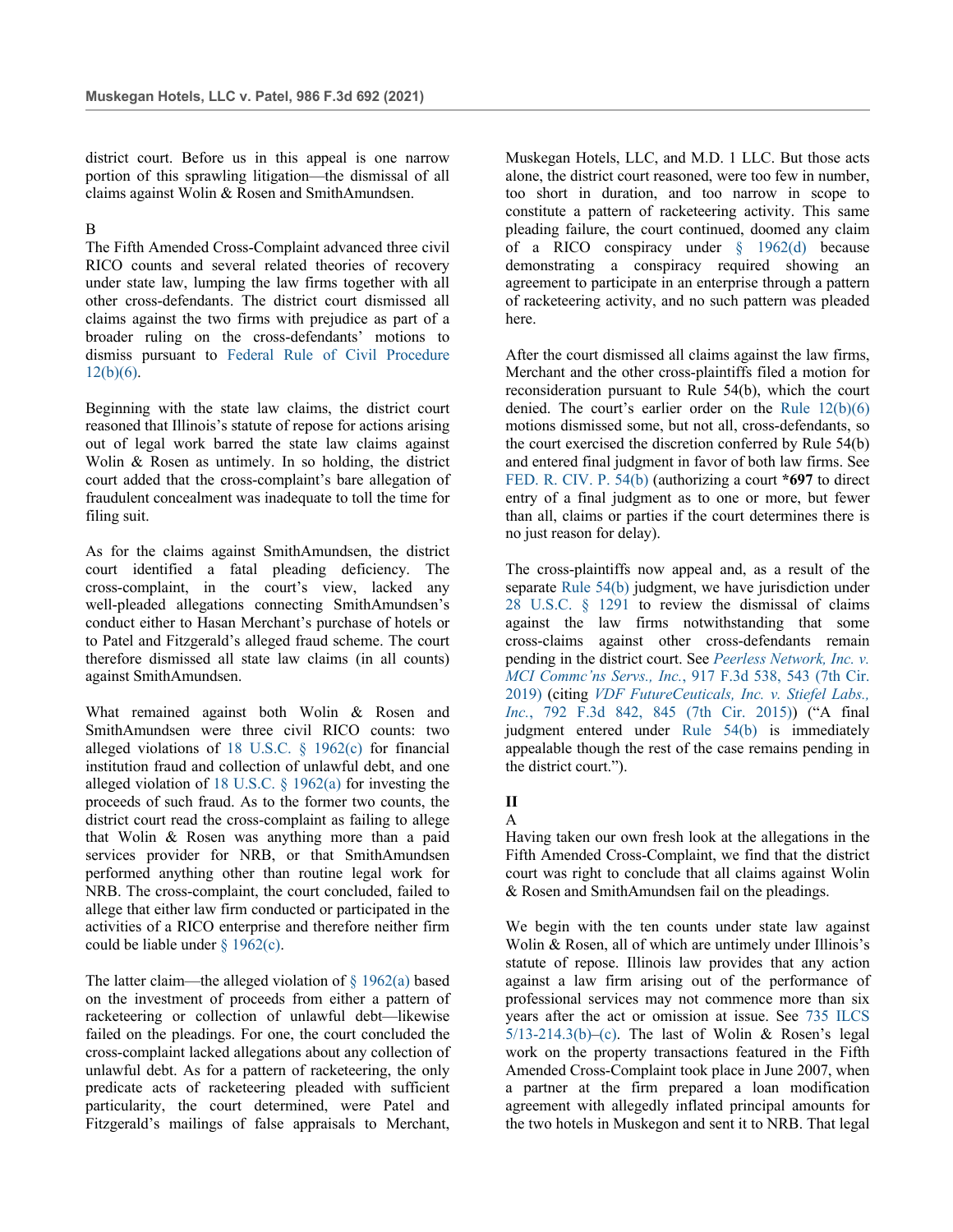district court. Before us in this appeal is one narrow portion of this sprawling litigation—the dismissal of all claims against Wolin & Rosen and SmithAmundsen.

B

The Fifth Amended Cross-Complaint advanced three civil RICO counts and several related theories of recovery under state law, lumping the law firms together with all other cross-defendants. The district court dismissed all claims against the two firms with prejudice as part of a broader ruling on the cross-defendants' motions to dismiss pursuant to Federal Rule of Civil Procedure 12(b)(6).

Beginning with the state law claims, the district court reasoned that Illinois's statute of repose for actions arising out of legal work barred the state law claims against Wolin & Rosen as untimely. In so holding, the district court added that the cross-complaint's bare allegation of fraudulent concealment was inadequate to toll the time for filing suit.

As for the claims against SmithAmundsen, the district court identified a fatal pleading deficiency. The cross-complaint, in the court's view, lacked any well-pleaded allegations connecting SmithAmundsen's conduct either to Hasan Merchant's purchase of hotels or to Patel and Fitzgerald's alleged fraud scheme. The court therefore dismissed all state law claims (in all counts) against SmithAmundsen.

What remained against both Wolin & Rosen and SmithAmundsen were three civil RICO counts: two alleged violations of 18 U.S.C. § 1962(c) for financial institution fraud and collection of unlawful debt, and one alleged violation of 18 U.S.C. § 1962(a) for investing the proceeds of such fraud. As to the former two counts, the district court read the cross-complaint as failing to allege that Wolin & Rosen was anything more than a paid services provider for NRB, or that SmithAmundsen performed anything other than routine legal work for NRB. The cross-complaint, the court concluded, failed to allege that either law firm conducted or participated in the activities of a RICO enterprise and therefore neither firm could be liable under § 1962(c).

The latter claim—the alleged violation of § 1962(a) based on the investment of proceeds from either a pattern of racketeering or collection of unlawful debt—likewise failed on the pleadings. For one, the court concluded the cross-complaint lacked allegations about any collection of unlawful debt. As for a pattern of racketeering, the only predicate acts of racketeering pleaded with sufficient particularity, the court determined, were Patel and Fitzgerald's mailings of false appraisals to Merchant, Muskegan Hotels, LLC, and M.D. 1 LLC. But those acts alone, the district court reasoned, were too few in number, too short in duration, and too narrow in scope to constitute a pattern of racketeering activity. This same pleading failure, the court continued, doomed any claim of a RICO conspiracy under § 1962(d) because demonstrating a conspiracy required showing an agreement to participate in an enterprise through a pattern of racketeering activity, and no such pattern was pleaded here.

After the court dismissed all claims against the law firms, Merchant and the other cross-plaintiffs filed a motion for reconsideration pursuant to Rule 54(b), which the court denied. The court's earlier order on the Rule 12(b)(6) motions dismissed some, but not all, cross-defendants, so the court exercised the discretion conferred by Rule 54(b) and entered final judgment in favor of both law firms. See FED. R. CIV. P. 54(b) (authorizing a court **\*697** to direct entry of a final judgment as to one or more, but fewer than all, claims or parties if the court determines there is no just reason for delay).

The cross-plaintiffs now appeal and, as a result of the separate Rule 54(b) judgment, we have jurisdiction under 28 U.S.C. § 1291 to review the dismissal of claims against the law firms notwithstanding that some cross-claims against other cross-defendants remain pending in the district court. See *Peerless Network, Inc. v. MCI Commc'ns Servs., Inc.*, 917 F.3d 538, 543 (7th Cir. 2019) (citing *VDF FutureCeuticals, Inc. v. Stiefel Labs., Inc.*, 792 F.3d 842, 845 (7th Cir. 2015)) ("A final judgment entered under Rule 54(b) is immediately appealable though the rest of the case remains pending in the district court.").

## II

A

Having taken our own fresh look at the allegations in the Fifth Amended Cross-Complaint, we find that the district court was right to conclude that all claims against Wolin & Rosen and SmithAmundsen fail on the pleadings.

We begin with the ten counts under state law against Wolin & Rosen, all of which are untimely under Illinois's statute of repose. Illinois law provides that any action against a law firm arising out of the performance of professional services may not commence more than six years after the act or omission at issue. See 735 ILCS 5/13-214.3(b)–(c). The last of Wolin & Rosen's legal work on the property transactions featured in the Fifth Amended Cross-Complaint took place in June 2007, when a partner at the firm prepared a loan modification agreement with allegedly inflated principal amounts for the two hotels in Muskegon and sent it to NRB. That legal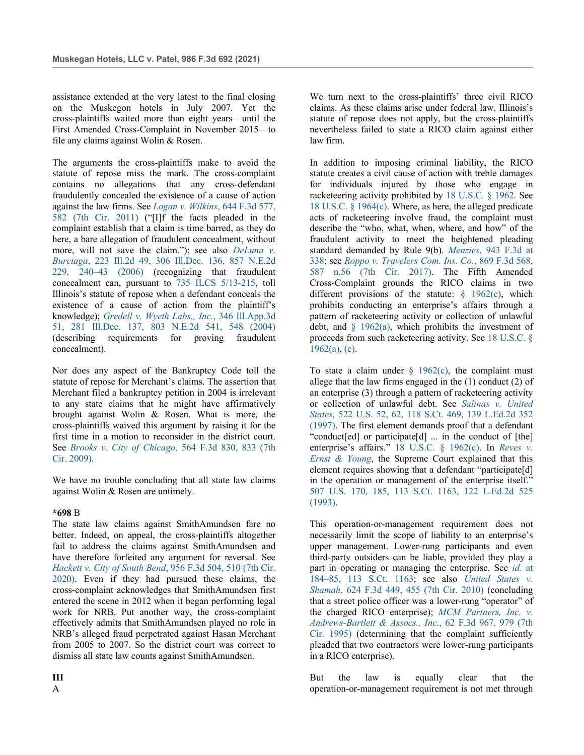assistance extended at the very latest to the final closing on the Muskegon hotels in July 2007. Yet the cross-plaintiffs waited more than eight years—until the First Amended Cross-Complaint in November 2015—to file any claims against Wolin & Rosen.

The arguments the cross-plaintiffs make to avoid the statute of repose miss the mark. The cross-complaint contains no allegations that any cross-defendant fraudulently concealed the existence of a cause of action against the law firms. See *Logan v. Wilkins*, 644 F.3d 577, 582 (7th Cir. 2011) ("[I]f the facts pleaded in the complaint establish that a claim is time barred, as they do here, a bare allegation of fraudulent concealment, without more, will not save the claim."); see also *DeLuna v. Burciaga*, 223 Ill.2d 49, 306 Ill.Dec. 136, 857 N.E.2d 229, 240–43 (2006) (recognizing that fraudulent concealment can, pursuant to 735 ILCS 5/13-215, toll Illinois's statute of repose when a defendant conceals the existence of a cause of action from the plaintiff's knowledge); *Gredell v. Wyeth Labs., Inc.*, 346 Ill.App.3d 51, 281 Ill.Dec. 137, 803 N.E.2d 541, 548 (2004) (describing requirements for proving fraudulent concealment).

Nor does any aspect of the Bankruptcy Code toll the statute of repose for Merchant's claims. The assertion that Merchant filed a bankruptcy petition in 2004 is irrelevant to any state claims that he might have affirmatively brought against Wolin & Rosen. What is more, the cross-plaintiffs waived this argument by raising it for the first time in a motion to reconsider in the district court. See *Brooks v. City of Chicago*, 564 F.3d 830, 833 (7th Cir. 2009).

We have no trouble concluding that all state law claims against Wolin & Rosen are untimely.

**\*698** B

The state law claims against SmithAmundsen fare no better. Indeed, on appeal, the cross-plaintiffs altogether fail to address the claims against SmithAmundsen and have therefore forfeited any argument for reversal. See *Hackett v. City of South Bend*, 956 F.3d 504, 510 (7th Cir. 2020). Even if they had pursued these claims, the cross-complaint acknowledges that SmithAmundsen first entered the scene in 2012 when it began performing legal work for NRB. Put another way, the cross-complaint effectively admits that SmithAmundsen played no role in NRB's alleged fraud perpetrated against Hasan Merchant from 2005 to 2007. So the district court was correct to dismiss all state law counts against SmithAmundsen.

**III**

A

We turn next to the cross-plaintiffs' three civil RICO claims. As these claims arise under federal law, Illinois's statute of repose does not apply, but the cross-plaintiffs nevertheless failed to state a RICO claim against either law firm.

In addition to imposing criminal liability, the RICO statute creates a civil cause of action with treble damages for individuals injured by those who engage in racketeering activity prohibited by 18 U.S.C. § 1962. See 18 U.S.C. § 1964(c). Where, as here, the alleged predicate acts of racketeering involve fraud, the complaint must describe the "who, what, when, where, and how" of the fraudulent activity to meet the heightened pleading standard demanded by Rule 9(b). *Menzies*, 943 F.3d at 338; see *Roppo v. Travelers Com. Ins. Co.*, 869 F.3d 568, 587 n.56 (7th Cir. 2017). The Fifth Amended Cross-Complaint grounds the RICO claims in two different provisions of the statute: § 1962(c), which prohibits conducting an enterprise's affairs through a pattern of racketeering activity or collection of unlawful debt, and § 1962(a), which prohibits the investment of proceeds from such racketeering activity. See 18 U.S.C. § 1962(a), (c).

To state a claim under § 1962(c), the complaint must allege that the law firms engaged in the (1) conduct (2) of an enterprise (3) through a pattern of racketeering activity or collection of unlawful debt. See *Salinas v. United States*, 522 U.S. 52, 62, 118 S.Ct. 469, 139 L.Ed.2d 352 (1997). The first element demands proof that a defendant "conduct[ed] or participate[d] ... in the conduct of [the] enterprise's affairs." 18 U.S.C. § 1962(c). In *Reves v. Ernst & Young*, the Supreme Court explained that this element requires showing that a defendant "participate[d] in the operation or management of the enterprise itself." 507 U.S. 170, 185, 113 S.Ct. 1163, 122 L.Ed.2d 525 (1993).

This operation-or-management requirement does not necessarily limit the scope of liability to an enterprise's upper management. Lower-rung participants and even third-party outsiders can be liable, provided they play a part in operating or managing the enterprise. See *id.* at 184–85, 113 S.Ct. 1163; see also *United States v. Shamah*, 624 F.3d 449, 455 (7th Cir. 2010) (concluding that a street police officer was a lower-rung "operator" of the charged RICO enterprise); *MCM Partners, Inc. v. Andrews-Bartlett & Assocs., Inc.*, 62 F.3d 967, 979 (7th Cir. 1995) (determining that the complaint sufficiently pleaded that two contractors were lower-rung participants in a RICO enterprise).

But the law is equally clear that the operation-or-management requirement is not met through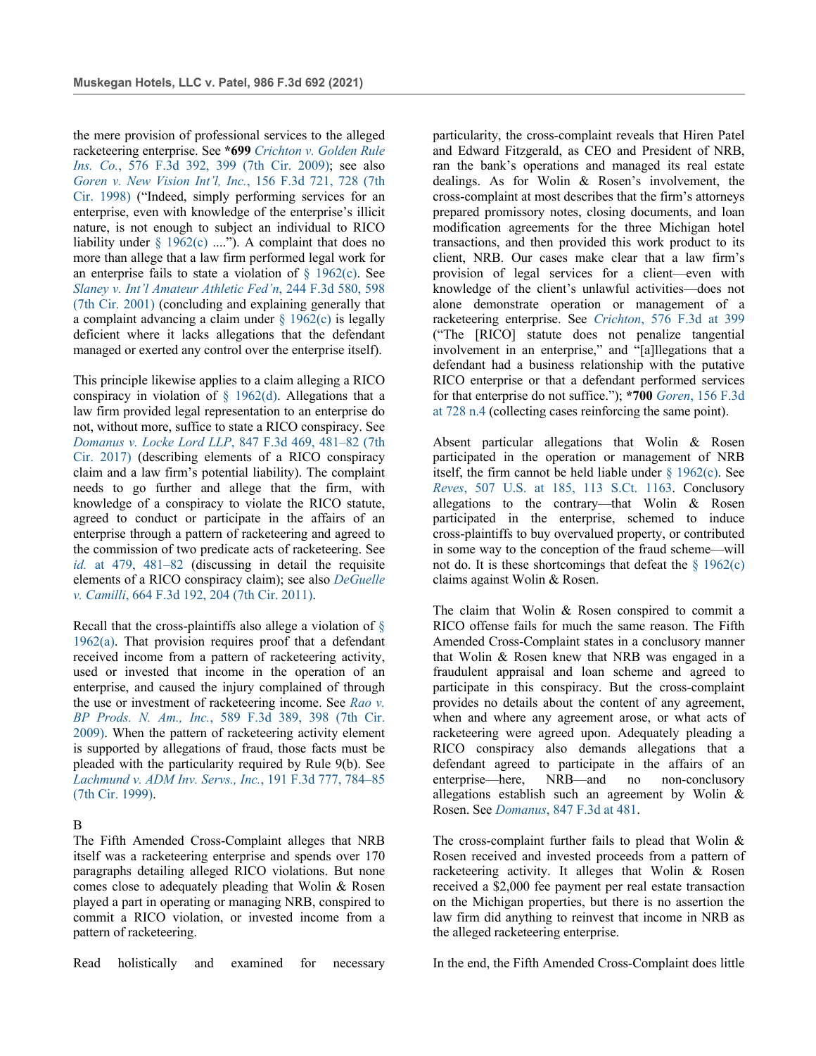the mere provision of professional services to the alleged racketeering enterprise. See **\*699** *Crichton v. Golden Rule Ins. Co.*, 576 F.3d 392, 399 (7th Cir. 2009); see also *Goren v. New Vision Int'l, Inc.*, 156 F.3d 721, 728 (7th Cir. 1998) ("Indeed, simply performing services for an enterprise, even with knowledge of the enterprise's illicit nature, is not enough to subject an individual to RICO liability under § 1962(c) ...."). A complaint that does no more than allege that a law firm performed legal work for an enterprise fails to state a violation of § 1962(c). See *Slaney v. Int'l Amateur Athletic Fed'n*, 244 F.3d 580, 598 (7th Cir. 2001) (concluding and explaining generally that a complaint advancing a claim under § 1962(c) is legally deficient where it lacks allegations that the defendant managed or exerted any control over the enterprise itself).

This principle likewise applies to a claim alleging a RICO conspiracy in violation of § 1962(d). Allegations that a law firm provided legal representation to an enterprise do not, without more, suffice to state a RICO conspiracy. See *Domanus v. Locke Lord LLP*, 847 F.3d 469, 481–82 (7th Cir. 2017) (describing elements of a RICO conspiracy claim and a law firm's potential liability). The complaint needs to go further and allege that the firm, with knowledge of a conspiracy to violate the RICO statute, agreed to conduct or participate in the affairs of an enterprise through a pattern of racketeering and agreed to the commission of two predicate acts of racketeering. See *id.* at 479, 481–82 (discussing in detail the requisite elements of a RICO conspiracy claim); see also *DeGuelle v. Camilli*, 664 F.3d 192, 204 (7th Cir. 2011).

Recall that the cross-plaintiffs also allege a violation of § 1962(a). That provision requires proof that a defendant received income from a pattern of racketeering activity, used or invested that income in the operation of an enterprise, and caused the injury complained of through the use or investment of racketeering income. See *Rao v. BP Prods. N. Am., Inc.*, 589 F.3d 389, 398 (7th Cir. 2009). When the pattern of racketeering activity element is supported by allegations of fraud, those facts must be pleaded with the particularity required by Rule 9(b). See *Lachmund v. ADM Inv. Servs., Inc.*, 191 F.3d 777, 784–85 (7th Cir. 1999).

B

The Fifth Amended Cross-Complaint alleges that NRB itself was a racketeering enterprise and spends over 170 paragraphs detailing alleged RICO violations. But none comes close to adequately pleading that Wolin & Rosen played a part in operating or managing NRB, conspired to commit a RICO violation, or invested income from a pattern of racketeering.

Read holistically and examined for necessary particularity, the cross-complaint reveals that Hiren Patel and Edward Fitzgerald, as CEO and President of NRB, ran the bank's operations and managed its real estate dealings. As for Wolin & Rosen's involvement, the cross-complaint at most describes that the firm's attorneys prepared promissory notes, closing documents, and loan modification agreements for the three Michigan hotel transactions, and then provided this work product to its client, NRB. Our cases make clear that a law firm's provision of legal services for a client—even with knowledge of the client's unlawful activities—does not alone demonstrate operation or management of a racketeering enterprise. See *Crichton*, 576 F.3d at 399 ("The [RICO] statute does not penalize tangential involvement in an enterprise," and "[a]llegations that a defendant had a business relationship with the putative RICO enterprise or that a defendant performed services for that enterprise do not suffice."); **\*700** *Goren*, 156 F.3d at 728 n.4 (collecting cases reinforcing the same point).

Absent particular allegations that Wolin & Rosen participated in the operation or management of NRB itself, the firm cannot be held liable under § 1962(c). See *Reves*, 507 U.S. at 185, 113 S.Ct. 1163. Conclusory allegations to the contrary—that Wolin & Rosen participated in the enterprise, schemed to induce cross-plaintiffs to buy overvalued property, or contributed in some way to the conception of the fraud scheme—will not do. It is these shortcomings that defeat the § 1962(c) claims against Wolin & Rosen.

The claim that Wolin & Rosen conspired to commit a RICO offense fails for much the same reason. The Fifth Amended Cross-Complaint states in a conclusory manner that Wolin & Rosen knew that NRB was engaged in a fraudulent appraisal and loan scheme and agreed to participate in this conspiracy. But the cross-complaint provides no details about the content of any agreement, when and where any agreement arose, or what acts of racketeering were agreed upon. Adequately pleading a RICO conspiracy also demands allegations that a defendant agreed to participate in the affairs of an enterprise—here, NRB—and no non-conclusory allegations establish such an agreement by Wolin & Rosen. See *Domanus*, 847 F.3d at 481.

The cross-complaint further fails to plead that Wolin & Rosen received and invested proceeds from a pattern of racketeering activity. It alleges that Wolin & Rosen received a $2,000 fee payment per real estate transaction on the Michigan properties, but there is no assertion the law firm did anything to reinvest that income in NRB as the alleged racketeering enterprise.

In the end, the Fifth Amended Cross-Complaint does little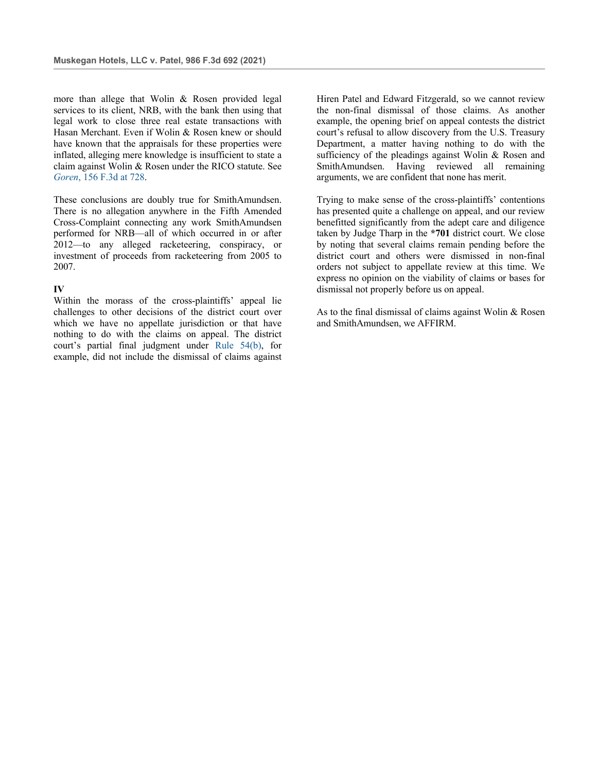more than allege that Wolin & Rosen provided legal services to its client, NRB, with the bank then using that legal work to close three real estate transactions with Hasan Merchant. Even if Wolin & Rosen knew or should have known that the appraisals for these properties were inflated, alleging mere knowledge is insufficient to state a claim against Wolin & Rosen under the RICO statute. See *Goren*, 156 F.3d at 728.

These conclusions are doubly true for SmithAmundsen. There is no allegation anywhere in the Fifth Amended Cross-Complaint connecting any work SmithAmundsen performed for NRB—all of which occurred in or after 2012—to any alleged racketeering, conspiracy, or investment of proceeds from racketeering from 2005 to 2007.

## IV

Within the morass of the cross-plaintiffs' appeal lie challenges to other decisions of the district court over which we have no appellate jurisdiction or that have nothing to do with the claims on appeal. The district court's partial final judgment under Rule 54(b), for example, did not include the dismissal of claims against Hiren Patel and Edward Fitzgerald, so we cannot review the non-final dismissal of those claims. As another example, the opening brief on appeal contests the district court's refusal to allow discovery from the U.S. Treasury Department, a matter having nothing to do with the sufficiency of the pleadings against Wolin & Rosen and SmithAmundsen. Having reviewed all remaining arguments, we are confident that none has merit.

Trying to make sense of the cross-plaintiffs' contentions has presented quite a challenge on appeal, and our review benefitted significantly from the adept care and diligence taken by Judge Tharp in the **\*701** district court. We close by noting that several claims remain pending before the district court and others were dismissed in non-final orders not subject to appellate review at this time. We express no opinion on the viability of claims or bases for dismissal not properly before us on appeal.

As to the final dismissal of claims against Wolin & Rosen and SmithAmundsen, we AFFIRM.